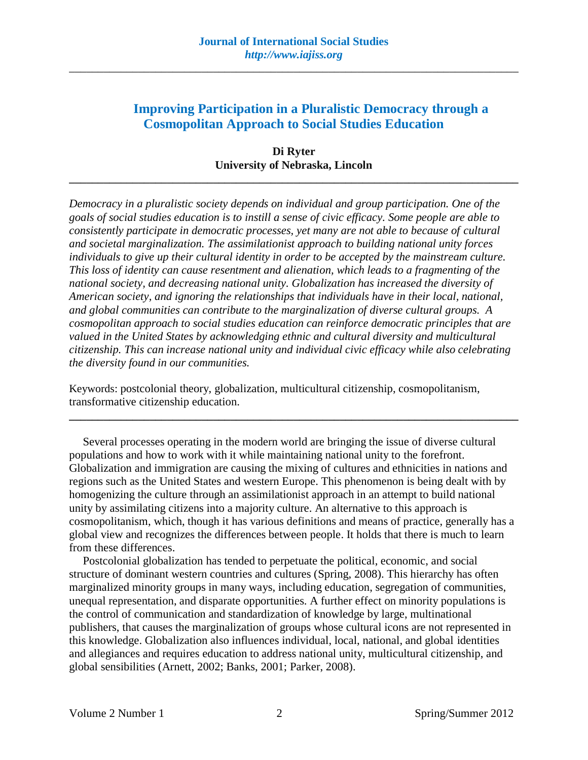# Improving Participation in a Pluralistic Democracy through a Cosmopolitan Approach to Social Studies Education

**Di Ryter**
**University of Nebraska, Lincoln**

---

*Democracy in a pluralistic society depends on individual and group participation. One of the goals of social studies education is to instill a sense of civic efficacy. Some people are able to consistently participate in democratic processes, yet many are not able to because of cultural and societal marginalization. The assimilationist approach to building national unity forces individuals to give up their cultural identity in order to be accepted by the mainstream culture. This loss of identity can cause resentment and alienation, which leads to a fragmenting of the national society, and decreasing national unity. Globalization has increased the diversity of American society, and ignoring the relationships that individuals have in their local, national, and global communities can contribute to the marginalization of diverse cultural groups. A cosmopolitan approach to social studies education can reinforce democratic principles that are valued in the United States by acknowledging ethnic and cultural diversity and multicultural citizenship. This can increase national unity and individual civic efficacy while also celebrating the diversity found in our communities.*

Keywords: postcolonial theory, globalization, multicultural citizenship, cosmopolitanism, transformative citizenship education.

---

Several processes operating in the modern world are bringing the issue of diverse cultural populations and how to work with it while maintaining national unity to the forefront. Globalization and immigration are causing the mixing of cultures and ethnicities in nations and regions such as the United States and western Europe. This phenomenon is being dealt with by homogenizing the culture through an assimilationist approach in an attempt to build national unity by assimilating citizens into a majority culture. An alternative to this approach is cosmopolitanism, which, though it has various definitions and means of practice, generally has a global view and recognizes the differences between people. It holds that there is much to learn from these differences.

Postcolonial globalization has tended to perpetuate the political, economic, and social structure of dominant western countries and cultures (Spring, 2008). This hierarchy has often marginalized minority groups in many ways, including education, segregation of communities, unequal representation, and disparate opportunities. A further effect on minority populations is the control of communication and standardization of knowledge by large, multinational publishers, that causes the marginalization of groups whose cultural icons are not represented in this knowledge. Globalization also influences individual, local, national, and global identities and allegiances and requires education to address national unity, multicultural citizenship, and global sensibilities (Arnett, 2002; Banks, 2001; Parker, 2008).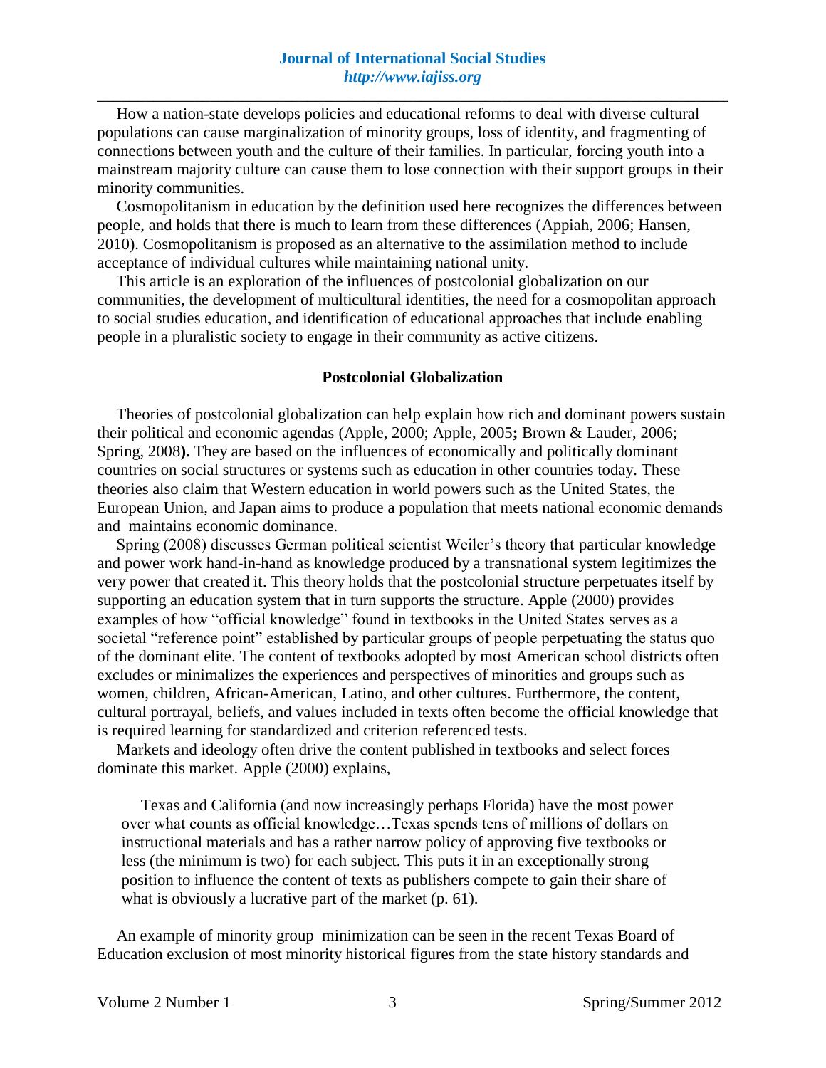How a nation-state develops policies and educational reforms to deal with diverse cultural populations can cause marginalization of minority groups, loss of identity, and fragmenting of connections between youth and the culture of their families. In particular, forcing youth into a mainstream majority culture can cause them to lose connection with their support groups in their minority communities.

Cosmopolitanism in education by the definition used here recognizes the differences between people, and holds that there is much to learn from these differences (Appiah, 2006; Hansen, 2010). Cosmopolitanism is proposed as an alternative to the assimilation method to include acceptance of individual cultures while maintaining national unity.

This article is an exploration of the influences of postcolonial globalization on our communities, the development of multicultural identities, the need for a cosmopolitan approach to social studies education, and identification of educational approaches that include enabling people in a pluralistic society to engage in their community as active citizens.

## Postcolonial Globalization

Theories of postcolonial globalization can help explain how rich and dominant powers sustain their political and economic agendas (Apple, 2000; Apple, 2005**;** Brown & Lauder, 2006; Spring, 2008**).** They are based on the influences of economically and politically dominant countries on social structures or systems such as education in other countries today. These theories also claim that Western education in world powers such as the United States, the European Union, and Japan aims to produce a population that meets national economic demands and maintains economic dominance.

Spring (2008) discusses German political scientist Weiler's theory that particular knowledge and power work hand-in-hand as knowledge produced by a transnational system legitimizes the very power that created it. This theory holds that the postcolonial structure perpetuates itself by supporting an education system that in turn supports the structure. Apple (2000) provides examples of how "official knowledge" found in textbooks in the United States serves as a societal "reference point" established by particular groups of people perpetuating the status quo of the dominant elite. The content of textbooks adopted by most American school districts often excludes or minimalizes the experiences and perspectives of minorities and groups such as women, children, African-American, Latino, and other cultures. Furthermore, the content, cultural portrayal, beliefs, and values included in texts often become the official knowledge that is required learning for standardized and criterion referenced tests.

Markets and ideology often drive the content published in textbooks and select forces dominate this market. Apple (2000) explains,

> Texas and California (and now increasingly perhaps Florida) have the most power over what counts as official knowledge…Texas spends tens of millions of dollars on instructional materials and has a rather narrow policy of approving five textbooks or less (the minimum is two) for each subject. This puts it in an exceptionally strong position to influence the content of texts as publishers compete to gain their share of what is obviously a lucrative part of the market (p. 61).

An example of minority group minimization can be seen in the recent Texas Board of Education exclusion of most minority historical figures from the state history standards and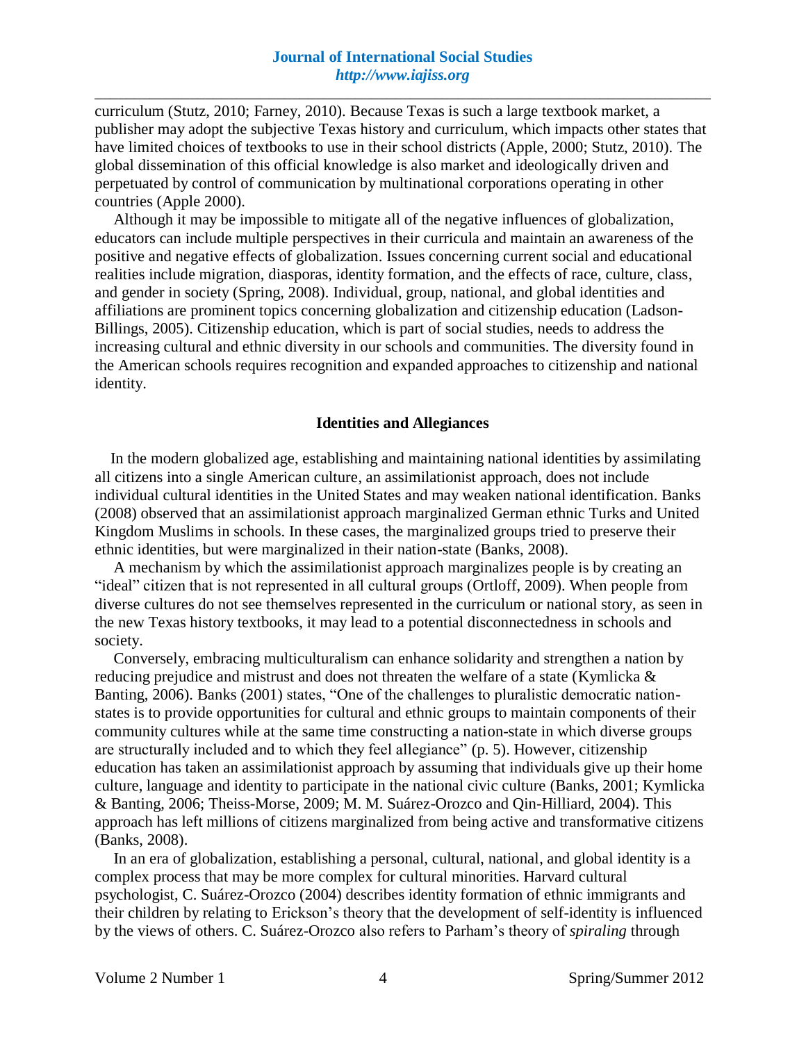curriculum (Stutz, 2010; Farney, 2010). Because Texas is such a large textbook market, a publisher may adopt the subjective Texas history and curriculum, which impacts other states that have limited choices of textbooks to use in their school districts (Apple, 2000; Stutz, 2010). The global dissemination of this official knowledge is also market and ideologically driven and perpetuated by control of communication by multinational corporations operating in other countries (Apple 2000).

Although it may be impossible to mitigate all of the negative influences of globalization, educators can include multiple perspectives in their curricula and maintain an awareness of the positive and negative effects of globalization. Issues concerning current social and educational realities include migration, diasporas, identity formation, and the effects of race, culture, class, and gender in society (Spring, 2008). Individual, group, national, and global identities and affiliations are prominent topics concerning globalization and citizenship education (Ladson-Billings, 2005). Citizenship education, which is part of social studies, needs to address the increasing cultural and ethnic diversity in our schools and communities. The diversity found in the American schools requires recognition and expanded approaches to citizenship and national identity.

## Identities and Allegiances

In the modern globalized age, establishing and maintaining national identities by assimilating all citizens into a single American culture, an assimilationist approach, does not include individual cultural identities in the United States and may weaken national identification. Banks (2008) observed that an assimilationist approach marginalized German ethnic Turks and United Kingdom Muslims in schools. In these cases, the marginalized groups tried to preserve their ethnic identities, but were marginalized in their nation-state (Banks, 2008).

A mechanism by which the assimilationist approach marginalizes people is by creating an "ideal" citizen that is not represented in all cultural groups (Ortloff, 2009). When people from diverse cultures do not see themselves represented in the curriculum or national story, as seen in the new Texas history textbooks, it may lead to a potential disconnectedness in schools and society.

Conversely, embracing multiculturalism can enhance solidarity and strengthen a nation by reducing prejudice and mistrust and does not threaten the welfare of a state (Kymlicka & Banting, 2006). Banks (2001) states, "One of the challenges to pluralistic democratic nation-states is to provide opportunities for cultural and ethnic groups to maintain components of their community cultures while at the same time constructing a nation-state in which diverse groups are structurally included and to which they feel allegiance" (p. 5). However, citizenship education has taken an assimilationist approach by assuming that individuals give up their home culture, language and identity to participate in the national civic culture (Banks, 2001; Kymlicka & Banting, 2006; Theiss-Morse, 2009; M. M. Suárez-Orozco and Qin-Hilliard, 2004). This approach has left millions of citizens marginalized from being active and transformative citizens (Banks, 2008).

In an era of globalization, establishing a personal, cultural, national, and global identity is a complex process that may be more complex for cultural minorities. Harvard cultural psychologist, C. Suárez-Orozco (2004) describes identity formation of ethnic immigrants and their children by relating to Erickson's theory that the development of self-identity is influenced by the views of others. C. Suárez-Orozco also refers to Parham's theory of *spiraling* through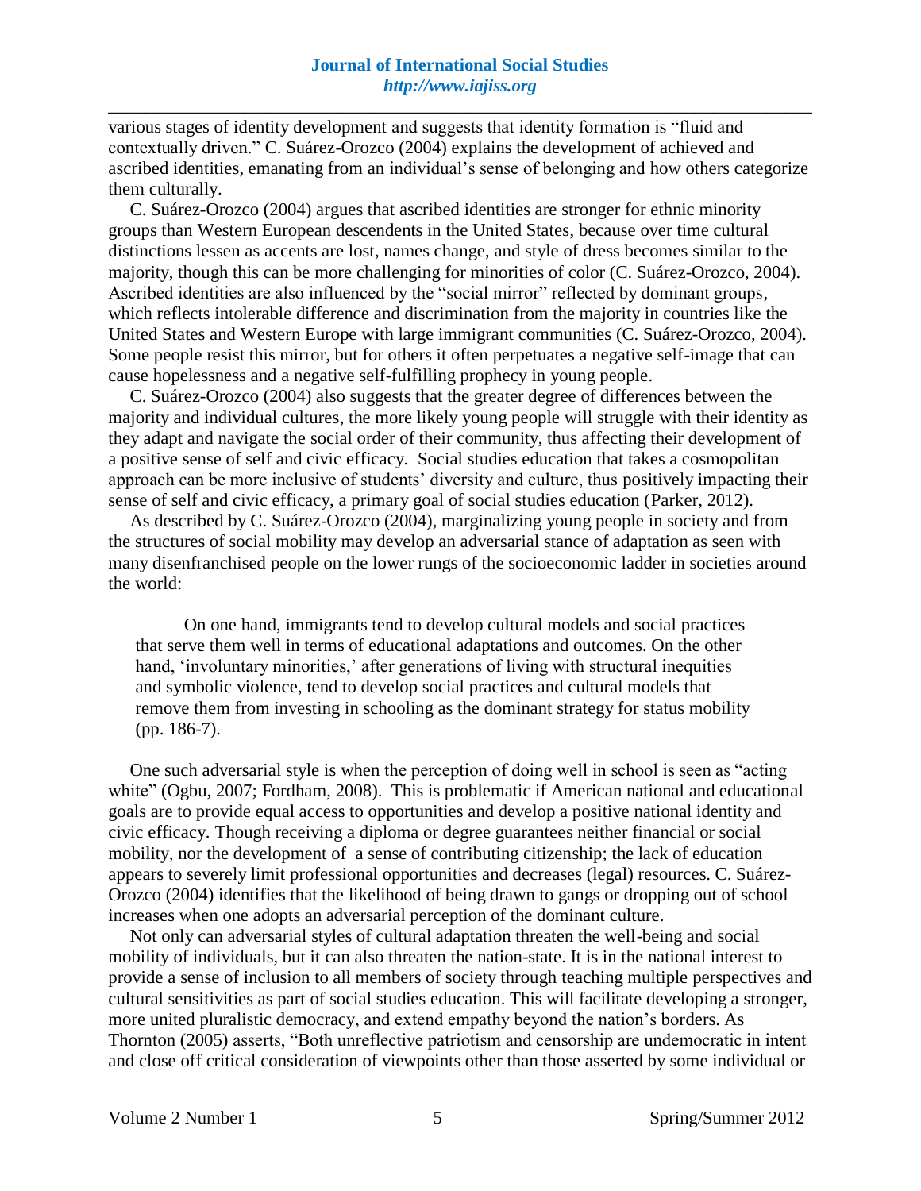various stages of identity development and suggests that identity formation is “fluid and contextually driven.” C. Suárez-Orozco (2004) explains the development of achieved and ascribed identities, emanating from an individual’s sense of belonging and how others categorize them culturally.

C. Suárez-Orozco (2004) argues that ascribed identities are stronger for ethnic minority groups than Western European descendents in the United States, because over time cultural distinctions lessen as accents are lost, names change, and style of dress becomes similar to the majority, though this can be more challenging for minorities of color (C. Suárez-Orozco, 2004). Ascribed identities are also influenced by the “social mirror” reflected by dominant groups, which reflects intolerable difference and discrimination from the majority in countries like the United States and Western Europe with large immigrant communities (C. Suárez-Orozco, 2004). Some people resist this mirror, but for others it often perpetuates a negative self-image that can cause hopelessness and a negative self-fulfilling prophecy in young people.

C. Suárez-Orozco (2004) also suggests that the greater degree of differences between the majority and individual cultures, the more likely young people will struggle with their identity as they adapt and navigate the social order of their community, thus affecting their development of a positive sense of self and civic efficacy. Social studies education that takes a cosmopolitan approach can be more inclusive of students’ diversity and culture, thus positively impacting their sense of self and civic efficacy, a primary goal of social studies education (Parker, 2012).

As described by C. Suárez-Orozco (2004), marginalizing young people in society and from the structures of social mobility may develop an adversarial stance of adaptation as seen with many disenfranchised people on the lower rungs of the socioeconomic ladder in societies around the world:

> On one hand, immigrants tend to develop cultural models and social practices that serve them well in terms of educational adaptations and outcomes. On the other hand, ‘involuntary minorities,’ after generations of living with structural inequities and symbolic violence, tend to develop social practices and cultural models that remove them from investing in schooling as the dominant strategy for status mobility (pp. 186-7).

One such adversarial style is when the perception of doing well in school is seen as “acting white” (Ogbu, 2007; Fordham, 2008). This is problematic if American national and educational goals are to provide equal access to opportunities and develop a positive national identity and civic efficacy. Though receiving a diploma or degree guarantees neither financial or social mobility, nor the development of a sense of contributing citizenship; the lack of education appears to severely limit professional opportunities and decreases (legal) resources. C. Suárez-Orozco (2004) identifies that the likelihood of being drawn to gangs or dropping out of school increases when one adopts an adversarial perception of the dominant culture.

Not only can adversarial styles of cultural adaptation threaten the well-being and social mobility of individuals, but it can also threaten the nation-state. It is in the national interest to provide a sense of inclusion to all members of society through teaching multiple perspectives and cultural sensitivities as part of social studies education. This will facilitate developing a stronger, more united pluralistic democracy, and extend empathy beyond the nation’s borders. As Thornton (2005) asserts, “Both unreflective patriotism and censorship are undemocratic in intent and close off critical consideration of viewpoints other than those asserted by some individual or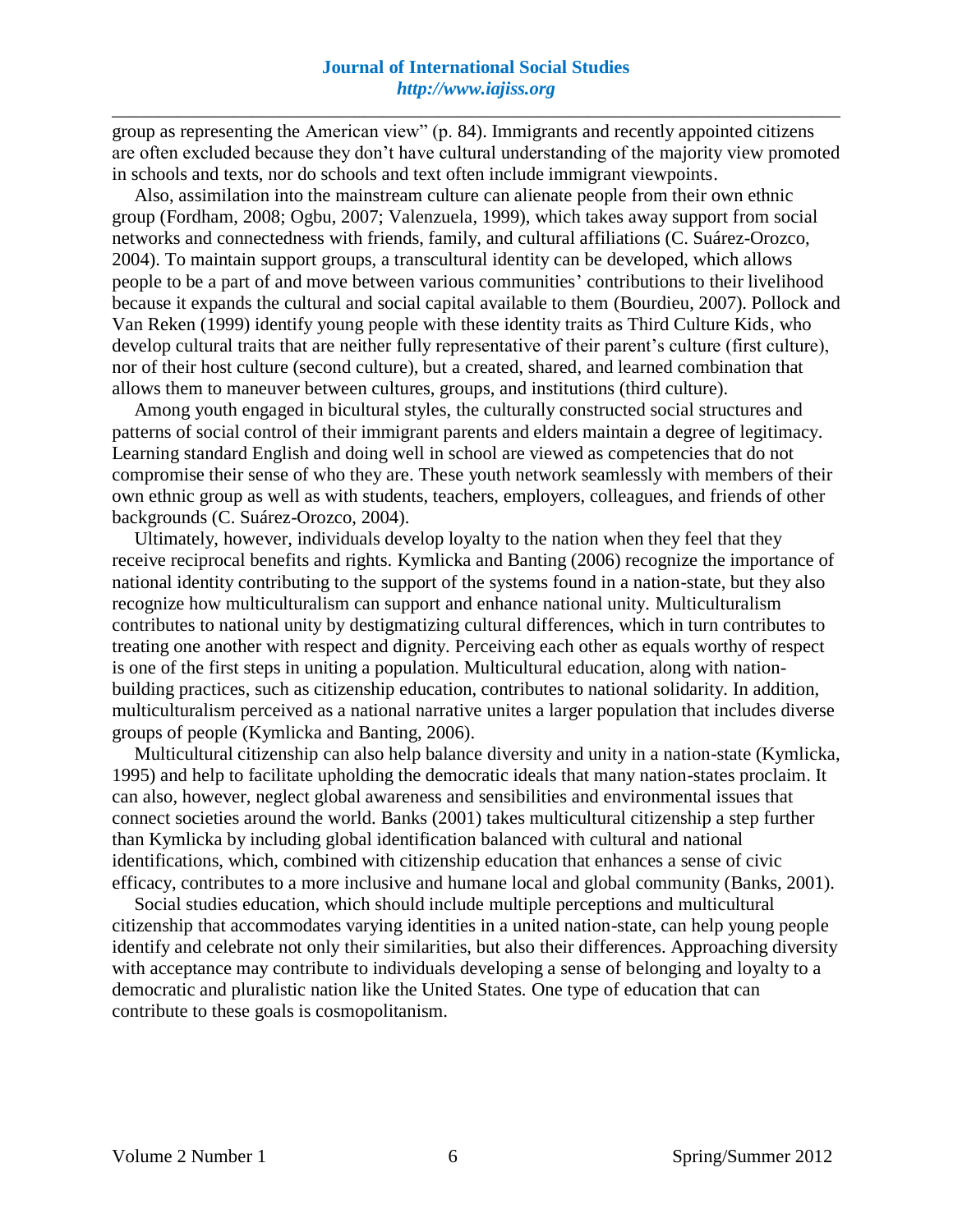group as representing the American view" (p. 84). Immigrants and recently appointed citizens are often excluded because they don't have cultural understanding of the majority view promoted in schools and texts, nor do schools and text often include immigrant viewpoints.

Also, assimilation into the mainstream culture can alienate people from their own ethnic group (Fordham, 2008; Ogbu, 2007; Valenzuela, 1999), which takes away support from social networks and connectedness with friends, family, and cultural affiliations (C. Suárez-Orozco, 2004). To maintain support groups, a transcultural identity can be developed, which allows people to be a part of and move between various communities' contributions to their livelihood because it expands the cultural and social capital available to them (Bourdieu, 2007). Pollock and Van Reken (1999) identify young people with these identity traits as Third Culture Kids, who develop cultural traits that are neither fully representative of their parent's culture (first culture), nor of their host culture (second culture), but a created, shared, and learned combination that allows them to maneuver between cultures, groups, and institutions (third culture).

Among youth engaged in bicultural styles, the culturally constructed social structures and patterns of social control of their immigrant parents and elders maintain a degree of legitimacy. Learning standard English and doing well in school are viewed as competencies that do not compromise their sense of who they are. These youth network seamlessly with members of their own ethnic group as well as with students, teachers, employers, colleagues, and friends of other backgrounds (C. Suárez-Orozco, 2004).

Ultimately, however, individuals develop loyalty to the nation when they feel that they receive reciprocal benefits and rights. Kymlicka and Banting (2006) recognize the importance of national identity contributing to the support of the systems found in a nation-state, but they also recognize how multiculturalism can support and enhance national unity. Multiculturalism contributes to national unity by destigmatizing cultural differences, which in turn contributes to treating one another with respect and dignity. Perceiving each other as equals worthy of respect is one of the first steps in uniting a population. Multicultural education, along with nation-building practices, such as citizenship education, contributes to national solidarity. In addition, multiculturalism perceived as a national narrative unites a larger population that includes diverse groups of people (Kymlicka and Banting, 2006).

Multicultural citizenship can also help balance diversity and unity in a nation-state (Kymlicka, 1995) and help to facilitate upholding the democratic ideals that many nation-states proclaim. It can also, however, neglect global awareness and sensibilities and environmental issues that connect societies around the world. Banks (2001) takes multicultural citizenship a step further than Kymlicka by including global identification balanced with cultural and national identifications, which, combined with citizenship education that enhances a sense of civic efficacy, contributes to a more inclusive and humane local and global community (Banks, 2001).

Social studies education, which should include multiple perceptions and multicultural citizenship that accommodates varying identities in a united nation-state, can help young people identify and celebrate not only their similarities, but also their differences. Approaching diversity with acceptance may contribute to individuals developing a sense of belonging and loyalty to a democratic and pluralistic nation like the United States. One type of education that can contribute to these goals is cosmopolitanism.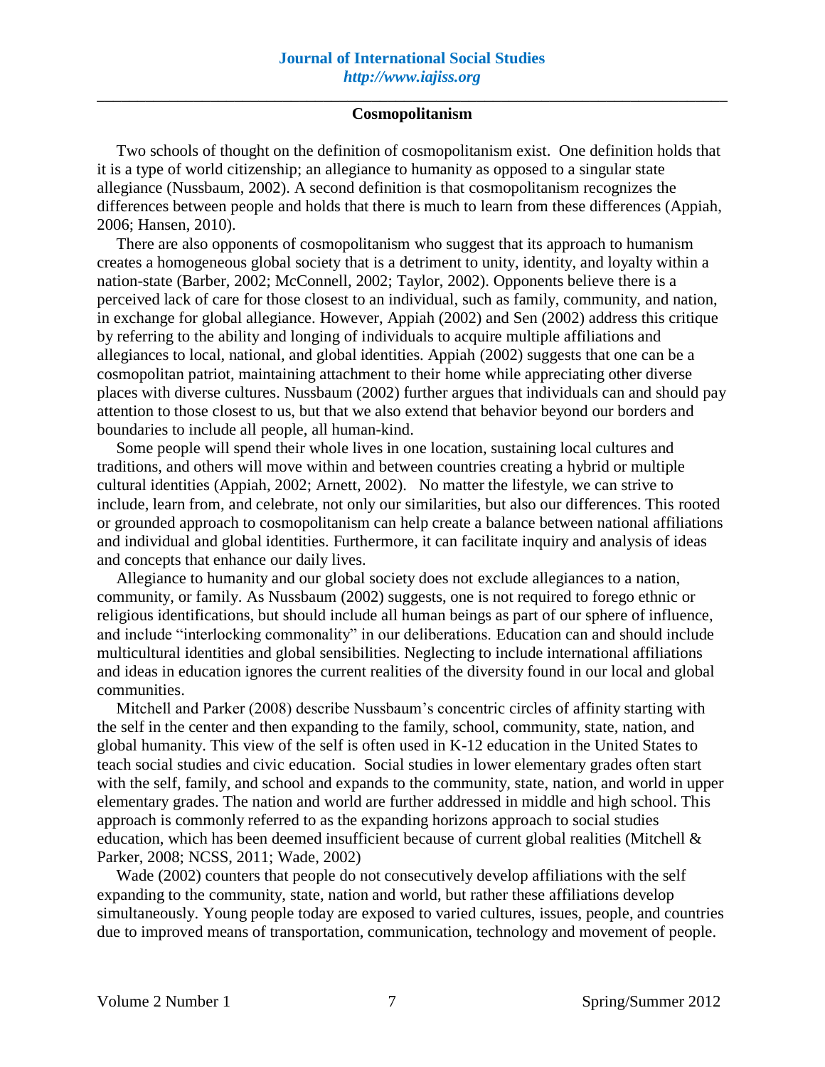## Cosmopolitanism

Two schools of thought on the definition of cosmopolitanism exist. One definition holds that it is a type of world citizenship; an allegiance to humanity as opposed to a singular state allegiance (Nussbaum, 2002). A second definition is that cosmopolitanism recognizes the differences between people and holds that there is much to learn from these differences (Appiah, 2006; Hansen, 2010).

There are also opponents of cosmopolitanism who suggest that its approach to humanism creates a homogeneous global society that is a detriment to unity, identity, and loyalty within a nation-state (Barber, 2002; McConnell, 2002; Taylor, 2002). Opponents believe there is a perceived lack of care for those closest to an individual, such as family, community, and nation, in exchange for global allegiance. However, Appiah (2002) and Sen (2002) address this critique by referring to the ability and longing of individuals to acquire multiple affiliations and allegiances to local, national, and global identities. Appiah (2002) suggests that one can be a cosmopolitan patriot, maintaining attachment to their home while appreciating other diverse places with diverse cultures. Nussbaum (2002) further argues that individuals can and should pay attention to those closest to us, but that we also extend that behavior beyond our borders and boundaries to include all people, all human-kind.

Some people will spend their whole lives in one location, sustaining local cultures and traditions, and others will move within and between countries creating a hybrid or multiple cultural identities (Appiah, 2002; Arnett, 2002). No matter the lifestyle, we can strive to include, learn from, and celebrate, not only our similarities, but also our differences. This rooted or grounded approach to cosmopolitanism can help create a balance between national affiliations and individual and global identities. Furthermore, it can facilitate inquiry and analysis of ideas and concepts that enhance our daily lives.

Allegiance to humanity and our global society does not exclude allegiances to a nation, community, or family. As Nussbaum (2002) suggests, one is not required to forego ethnic or religious identifications, but should include all human beings as part of our sphere of influence, and include "interlocking commonality" in our deliberations. Education can and should include multicultural identities and global sensibilities. Neglecting to include international affiliations and ideas in education ignores the current realities of the diversity found in our local and global communities.

Mitchell and Parker (2008) describe Nussbaum's concentric circles of affinity starting with the self in the center and then expanding to the family, school, community, state, nation, and global humanity. This view of the self is often used in K-12 education in the United States to teach social studies and civic education. Social studies in lower elementary grades often start with the self, family, and school and expands to the community, state, nation, and world in upper elementary grades. The nation and world are further addressed in middle and high school. This approach is commonly referred to as the expanding horizons approach to social studies education, which has been deemed insufficient because of current global realities (Mitchell & Parker, 2008; NCSS, 2011; Wade, 2002)

Wade (2002) counters that people do not consecutively develop affiliations with the self expanding to the community, state, nation and world, but rather these affiliations develop simultaneously. Young people today are exposed to varied cultures, issues, people, and countries due to improved means of transportation, communication, technology and movement of people.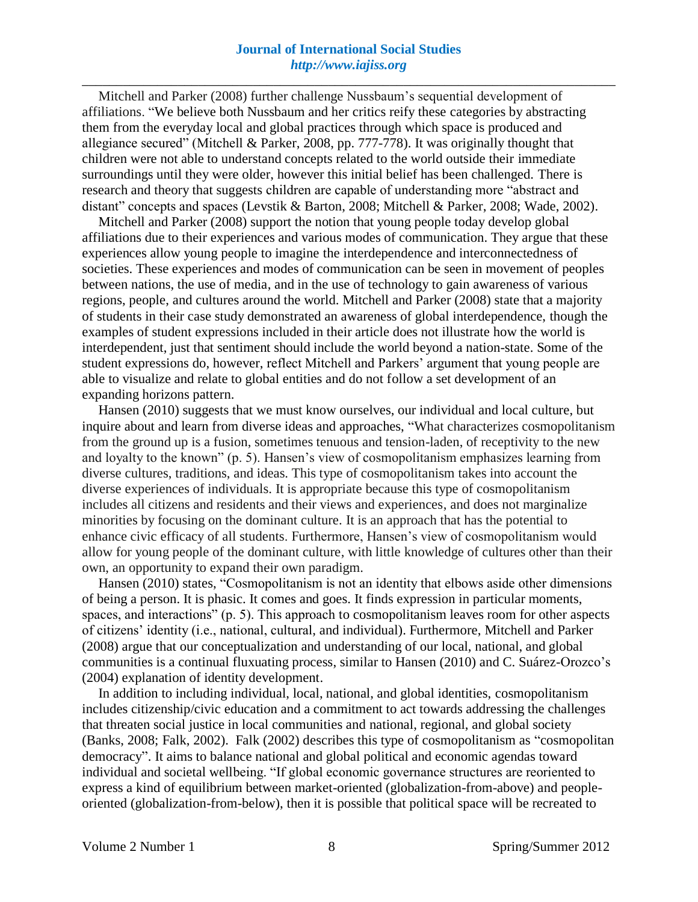Mitchell and Parker (2008) further challenge Nussbaum's sequential development of affiliations. "We believe both Nussbaum and her critics reify these categories by abstracting them from the everyday local and global practices through which space is produced and allegiance secured" (Mitchell & Parker, 2008, pp. 777-778). It was originally thought that children were not able to understand concepts related to the world outside their immediate surroundings until they were older, however this initial belief has been challenged. There is research and theory that suggests children are capable of understanding more "abstract and distant" concepts and spaces (Levstik & Barton, 2008; Mitchell & Parker, 2008; Wade, 2002).

Mitchell and Parker (2008) support the notion that young people today develop global affiliations due to their experiences and various modes of communication. They argue that these experiences allow young people to imagine the interdependence and interconnectedness of societies. These experiences and modes of communication can be seen in movement of peoples between nations, the use of media, and in the use of technology to gain awareness of various regions, people, and cultures around the world. Mitchell and Parker (2008) state that a majority of students in their case study demonstrated an awareness of global interdependence, though the examples of student expressions included in their article does not illustrate how the world is interdependent, just that sentiment should include the world beyond a nation-state. Some of the student expressions do, however, reflect Mitchell and Parkers' argument that young people are able to visualize and relate to global entities and do not follow a set development of an expanding horizons pattern.

Hansen (2010) suggests that we must know ourselves, our individual and local culture, but inquire about and learn from diverse ideas and approaches, "What characterizes cosmopolitanism from the ground up is a fusion, sometimes tenuous and tension-laden, of receptivity to the new and loyalty to the known" (p. 5). Hansen's view of cosmopolitanism emphasizes learning from diverse cultures, traditions, and ideas. This type of cosmopolitanism takes into account the diverse experiences of individuals. It is appropriate because this type of cosmopolitanism includes all citizens and residents and their views and experiences, and does not marginalize minorities by focusing on the dominant culture. It is an approach that has the potential to enhance civic efficacy of all students. Furthermore, Hansen's view of cosmopolitanism would allow for young people of the dominant culture, with little knowledge of cultures other than their own, an opportunity to expand their own paradigm.

Hansen (2010) states, "Cosmopolitanism is not an identity that elbows aside other dimensions of being a person. It is phasic. It comes and goes. It finds expression in particular moments, spaces, and interactions" (p. 5). This approach to cosmopolitanism leaves room for other aspects of citizens' identity (i.e., national, cultural, and individual). Furthermore, Mitchell and Parker (2008) argue that our conceptualization and understanding of our local, national, and global communities is a continual fluxuating process, similar to Hansen (2010) and C. Suárez-Orozco's (2004) explanation of identity development.

In addition to including individual, local, national, and global identities, cosmopolitanism includes citizenship/civic education and a commitment to act towards addressing the challenges that threaten social justice in local communities and national, regional, and global society (Banks, 2008; Falk, 2002). Falk (2002) describes this type of cosmopolitanism as "cosmopolitan democracy". It aims to balance national and global political and economic agendas toward individual and societal wellbeing. "If global economic governance structures are reoriented to express a kind of equilibrium between market-oriented (globalization-from-above) and people-oriented (globalization-from-below), then it is possible that political space will be recreated to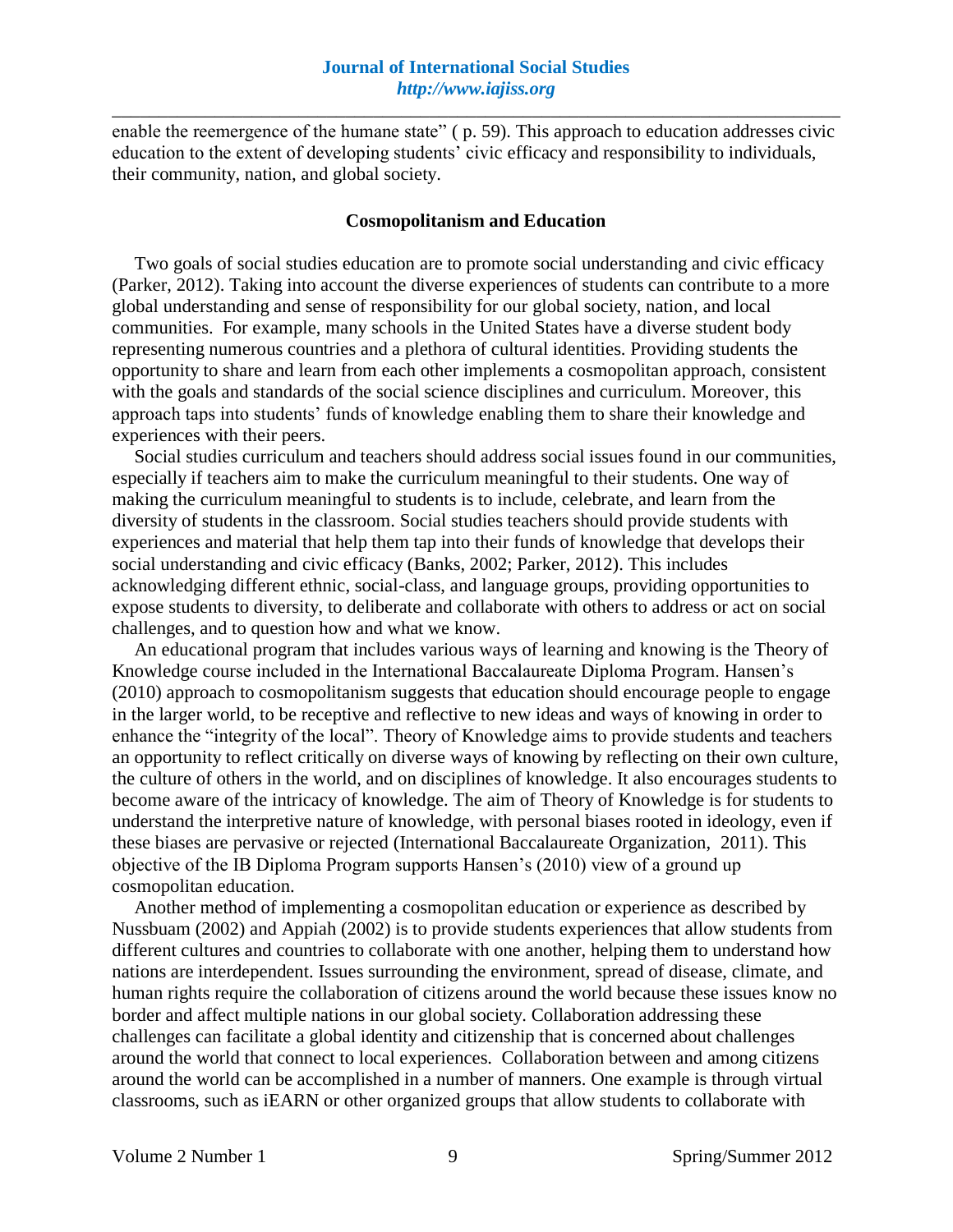enable the reemergence of the humane state" ( p. 59). This approach to education addresses civic education to the extent of developing students' civic efficacy and responsibility to individuals, their community, nation, and global society.

## Cosmopolitanism and Education

Two goals of social studies education are to promote social understanding and civic efficacy (Parker, 2012). Taking into account the diverse experiences of students can contribute to a more global understanding and sense of responsibility for our global society, nation, and local communities. For example, many schools in the United States have a diverse student body representing numerous countries and a plethora of cultural identities. Providing students the opportunity to share and learn from each other implements a cosmopolitan approach, consistent with the goals and standards of the social science disciplines and curriculum. Moreover, this approach taps into students' funds of knowledge enabling them to share their knowledge and experiences with their peers.

Social studies curriculum and teachers should address social issues found in our communities, especially if teachers aim to make the curriculum meaningful to their students. One way of making the curriculum meaningful to students is to include, celebrate, and learn from the diversity of students in the classroom. Social studies teachers should provide students with experiences and material that help them tap into their funds of knowledge that develops their social understanding and civic efficacy (Banks, 2002; Parker, 2012). This includes acknowledging different ethnic, social-class, and language groups, providing opportunities to expose students to diversity, to deliberate and collaborate with others to address or act on social challenges, and to question how and what we know.

An educational program that includes various ways of learning and knowing is the Theory of Knowledge course included in the International Baccalaureate Diploma Program. Hansen's (2010) approach to cosmopolitanism suggests that education should encourage people to engage in the larger world, to be receptive and reflective to new ideas and ways of knowing in order to enhance the "integrity of the local". Theory of Knowledge aims to provide students and teachers an opportunity to reflect critically on diverse ways of knowing by reflecting on their own culture, the culture of others in the world, and on disciplines of knowledge. It also encourages students to become aware of the intricacy of knowledge. The aim of Theory of Knowledge is for students to understand the interpretive nature of knowledge, with personal biases rooted in ideology, even if these biases are pervasive or rejected (International Baccalaureate Organization, 2011). This objective of the IB Diploma Program supports Hansen's (2010) view of a ground up cosmopolitan education.

Another method of implementing a cosmopolitan education or experience as described by Nussbuam (2002) and Appiah (2002) is to provide students experiences that allow students from different cultures and countries to collaborate with one another, helping them to understand how nations are interdependent. Issues surrounding the environment, spread of disease, climate, and human rights require the collaboration of citizens around the world because these issues know no border and affect multiple nations in our global society. Collaboration addressing these challenges can facilitate a global identity and citizenship that is concerned about challenges around the world that connect to local experiences. Collaboration between and among citizens around the world can be accomplished in a number of manners. One example is through virtual classrooms, such as iEARN or other organized groups that allow students to collaborate with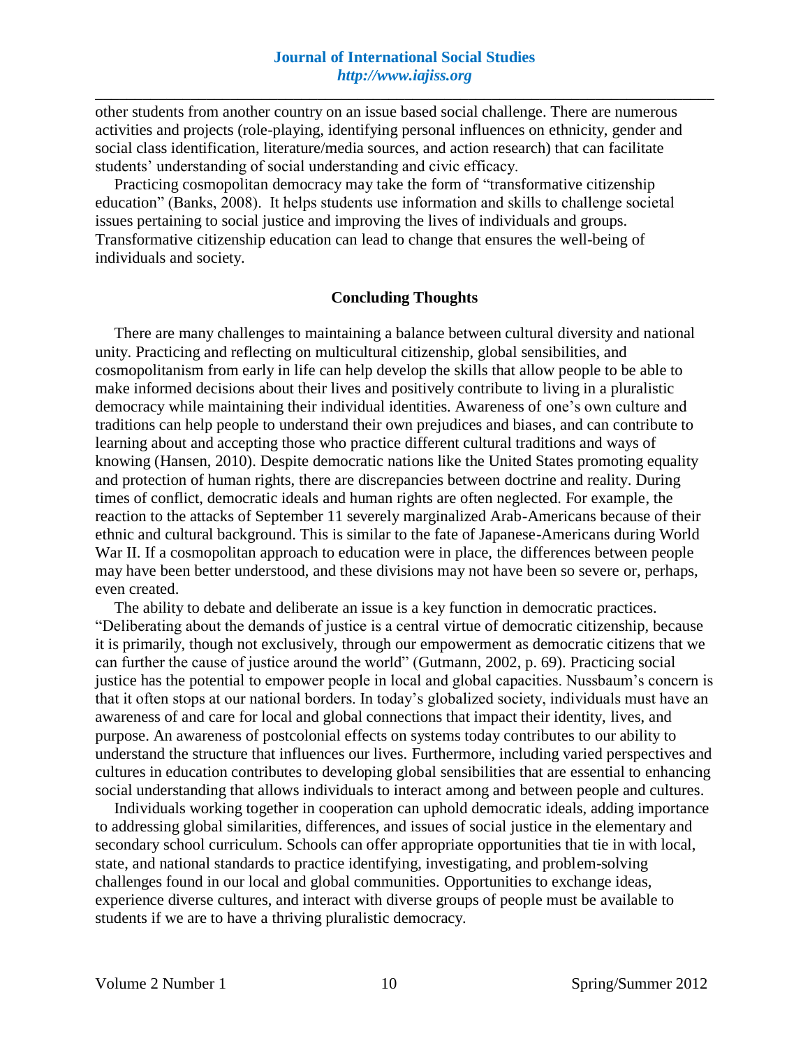other students from another country on an issue based social challenge. There are numerous activities and projects (role-playing, identifying personal influences on ethnicity, gender and social class identification, literature/media sources, and action research) that can facilitate students' understanding of social understanding and civic efficacy.

Practicing cosmopolitan democracy may take the form of "transformative citizenship education" (Banks, 2008). It helps students use information and skills to challenge societal issues pertaining to social justice and improving the lives of individuals and groups. Transformative citizenship education can lead to change that ensures the well-being of individuals and society.

## Concluding Thoughts

There are many challenges to maintaining a balance between cultural diversity and national unity. Practicing and reflecting on multicultural citizenship, global sensibilities, and cosmopolitanism from early in life can help develop the skills that allow people to be able to make informed decisions about their lives and positively contribute to living in a pluralistic democracy while maintaining their individual identities. Awareness of one's own culture and traditions can help people to understand their own prejudices and biases, and can contribute to learning about and accepting those who practice different cultural traditions and ways of knowing (Hansen, 2010). Despite democratic nations like the United States promoting equality and protection of human rights, there are discrepancies between doctrine and reality. During times of conflict, democratic ideals and human rights are often neglected. For example, the reaction to the attacks of September 11 severely marginalized Arab-Americans because of their ethnic and cultural background. This is similar to the fate of Japanese-Americans during World War II. If a cosmopolitan approach to education were in place, the differences between people may have been better understood, and these divisions may not have been so severe or, perhaps, even created.

The ability to debate and deliberate an issue is a key function in democratic practices. "Deliberating about the demands of justice is a central virtue of democratic citizenship, because it is primarily, though not exclusively, through our empowerment as democratic citizens that we can further the cause of justice around the world" (Gutmann, 2002, p. 69). Practicing social justice has the potential to empower people in local and global capacities. Nussbaum's concern is that it often stops at our national borders. In today's globalized society, individuals must have an awareness of and care for local and global connections that impact their identity, lives, and purpose. An awareness of postcolonial effects on systems today contributes to our ability to understand the structure that influences our lives. Furthermore, including varied perspectives and cultures in education contributes to developing global sensibilities that are essential to enhancing social understanding that allows individuals to interact among and between people and cultures.

Individuals working together in cooperation can uphold democratic ideals, adding importance to addressing global similarities, differences, and issues of social justice in the elementary and secondary school curriculum. Schools can offer appropriate opportunities that tie in with local, state, and national standards to practice identifying, investigating, and problem-solving challenges found in our local and global communities. Opportunities to exchange ideas, experience diverse cultures, and interact with diverse groups of people must be available to students if we are to have a thriving pluralistic democracy.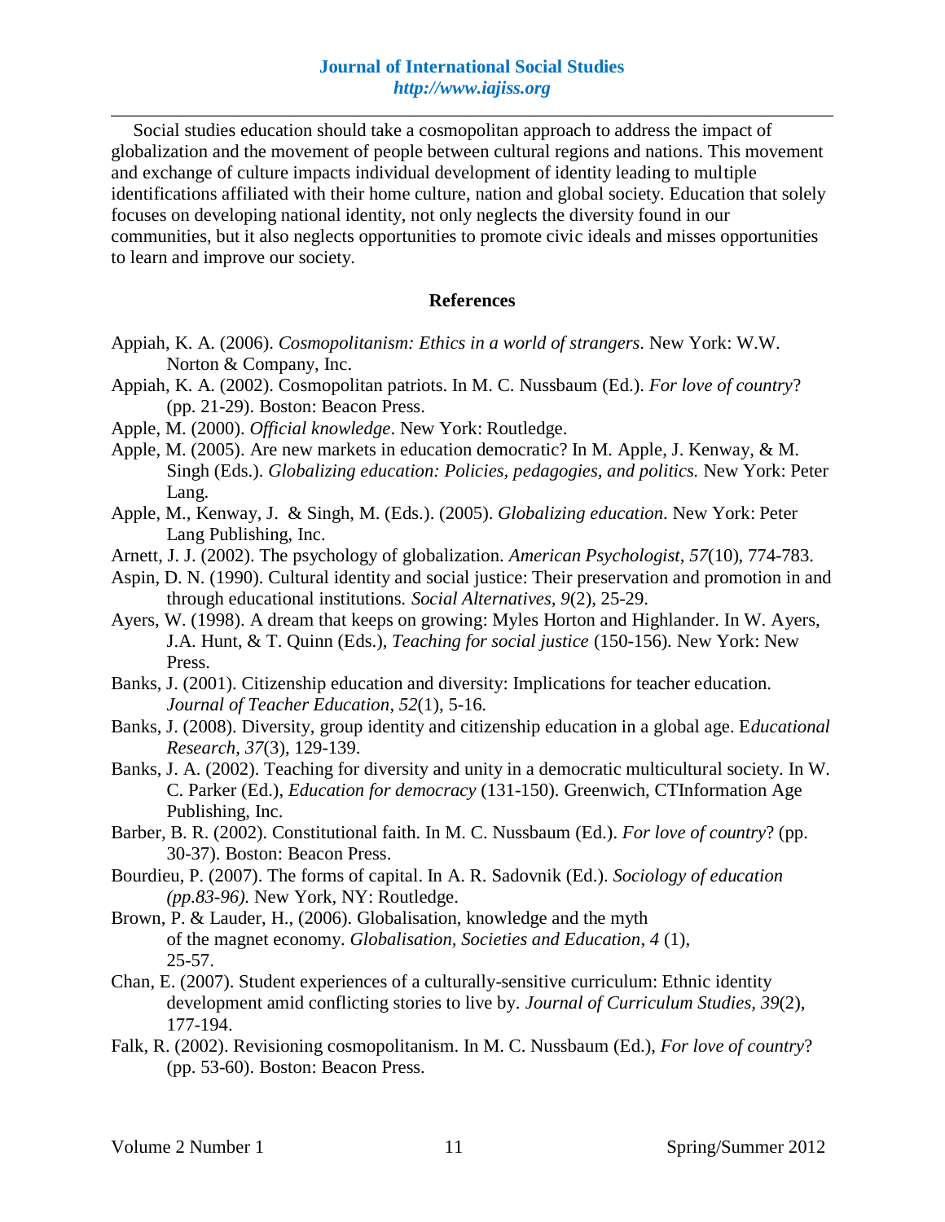Social studies education should take a cosmopolitan approach to address the impact of globalization and the movement of people between cultural regions and nations. This movement and exchange of culture impacts individual development of identity leading to multiple identifications affiliated with their home culture, nation and global society. Education that solely focuses on developing national identity, not only neglects the diversity found in our communities, but it also neglects opportunities to promote civic ideals and misses opportunities to learn and improve our society.

## References

Appiah, K. A. (2006). *Cosmopolitanism: Ethics in a world of strangers*. New York: W.W. Norton & Company, Inc.

Appiah, K. A. (2002). Cosmopolitan patriots. In M. C. Nussbaum (Ed.). *For love of country*? (pp. 21-29). Boston: Beacon Press.

Apple, M. (2000). *Official knowledge*. New York: Routledge.

Apple, M. (2005). Are new markets in education democratic? In M. Apple, J. Kenway, & M. Singh (Eds.). *Globalizing education: Policies, pedagogies, and politics.* New York: Peter Lang.

Apple, M., Kenway, J. & Singh, M. (Eds.). (2005). *Globalizing education*. New York: Peter Lang Publishing, Inc.

Arnett, J. J. (2002). The psychology of globalization. *American Psychologist, 57*(10), 774-783.

Aspin, D. N. (1990). Cultural identity and social justice: Their preservation and promotion in and through educational institutions. *Social Alternatives, 9*(2), 25-29.

Ayers, W. (1998). A dream that keeps on growing: Myles Horton and Highlander. In W. Ayers, J.A. Hunt, & T. Quinn (Eds.), *Teaching for social justice* (150-156). New York: New Press.

Banks, J. (2001). Citizenship education and diversity: Implications for teacher education. *Journal of Teacher Education*, *52*(1), 5-16.

Banks, J. (2008). Diversity, group identity and citizenship education in a global age. E*ducational Research*, *37*(3), 129-139.

Banks, J. A. (2002). Teaching for diversity and unity in a democratic multicultural society. In W. C. Parker (Ed.), *Education for democracy* (131-150). Greenwich, CTInformation Age Publishing, Inc.

Barber, B. R. (2002). Constitutional faith. In M. C. Nussbaum (Ed.). *For love of country*? (pp. 30-37). Boston: Beacon Press.

Bourdieu, P. (2007). The forms of capital. In A. R. Sadovnik (Ed.). *Sociology of education (pp.83-96).* New York, NY: Routledge.

Brown, P. & Lauder, H., (2006). Globalisation, knowledge and the myth of the magnet economy. *Globalisation, Societies and Education*, *4* (1), 25-57.

Chan, E. (2007). Student experiences of a culturally-sensitive curriculum: Ethnic identity development amid conflicting stories to live by. *Journal of Curriculum Studies, 39*(2), 177-194.

Falk, R. (2002). Revisioning cosmopolitanism. In M. C. Nussbaum (Ed.), *For love of country*? (pp. 53-60). Boston: Beacon Press.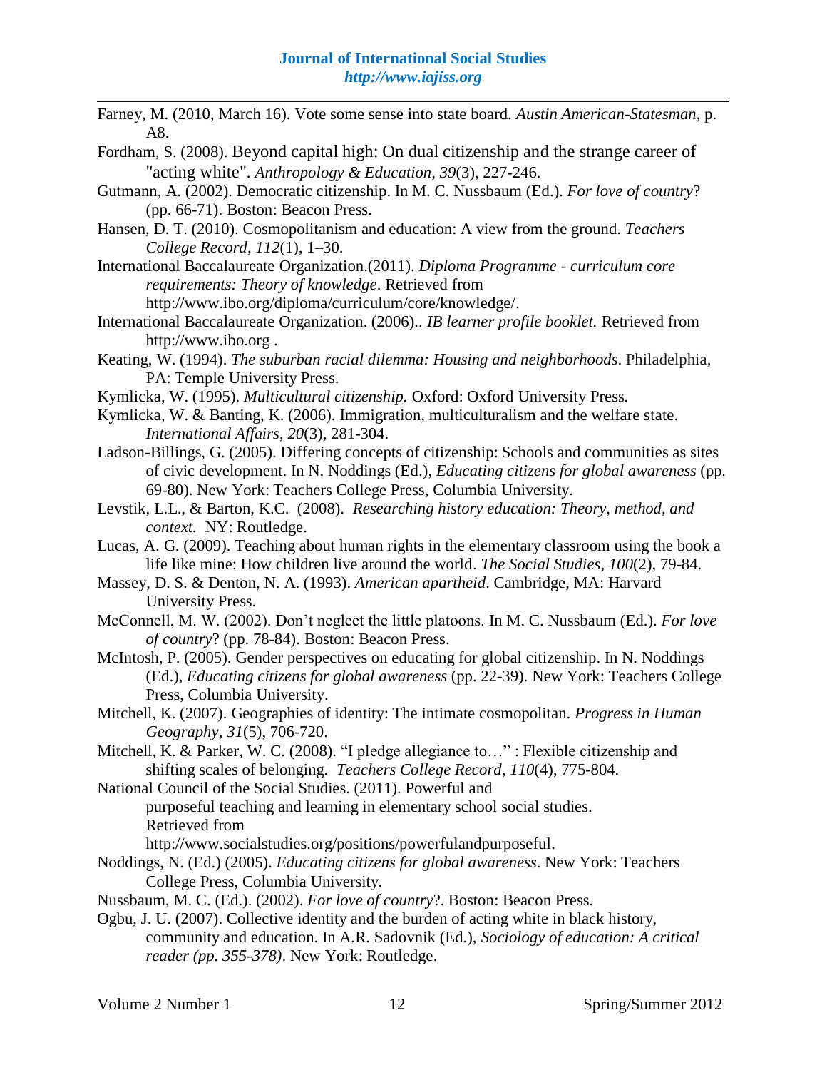Farney, M. (2010, March 16). Vote some sense into state board. *Austin American-Statesman*, p. A8.

Fordham, S. (2008). Beyond capital high: On dual citizenship and the strange career of "acting white". *Anthropology & Education, 39*(3), 227-246.

Gutmann, A. (2002). Democratic citizenship. In M. C. Nussbaum (Ed.). *For love of country*? (pp. 66-71). Boston: Beacon Press.

Hansen, D. T. (2010). Cosmopolitanism and education: A view from the ground. *Teachers College Record*, *112*(1), 1–30.

International Baccalaureate Organization.(2011). *Diploma Programme - curriculum core requirements: Theory of knowledge*. Retrieved from http://www.ibo.org/diploma/curriculum/core/knowledge/.

International Baccalaureate Organization. (2006).. *IB learner profile booklet.* Retrieved from http://www.ibo.org .

Keating, W. (1994). *The suburban racial dilemma: Housing and neighborhoods*. Philadelphia, PA: Temple University Press.

Kymlicka, W. (1995). *Multicultural citizenship.* Oxford: Oxford University Press.

Kymlicka, W. & Banting, K. (2006). Immigration, multiculturalism and the welfare state. *International Affairs*, *20*(3), 281-304.

Ladson-Billings, G. (2005). Differing concepts of citizenship: Schools and communities as sites of civic development. In N. Noddings (Ed.), *Educating citizens for global awareness* (pp. 69-80). New York: Teachers College Press, Columbia University.

Levstik, L.L., & Barton, K.C. (2008). *Researching history education: Theory, method, and context.* NY: Routledge.

Lucas, A. G. (2009). Teaching about human rights in the elementary classroom using the book a life like mine: How children live around the world. *The Social Studies*, *100*(2), 79-84.

Massey, D. S. & Denton, N. A. (1993). *American apartheid*. Cambridge, MA: Harvard University Press.

McConnell, M. W. (2002). Don't neglect the little platoons. In M. C. Nussbaum (Ed.). *For love of country*? (pp. 78-84). Boston: Beacon Press.

McIntosh, P. (2005). Gender perspectives on educating for global citizenship. In N. Noddings (Ed.), *Educating citizens for global awareness* (pp. 22-39). New York: Teachers College Press, Columbia University.

Mitchell, K. (2007). Geographies of identity: The intimate cosmopolitan. *Progress in Human Geography*, *31*(5), 706-720.

Mitchell, K. & Parker, W. C. (2008). "I pledge allegiance to…" : Flexible citizenship and shifting scales of belonging. *Teachers College Record*, *110*(4), 775-804.

National Council of the Social Studies. (2011). Powerful and purposeful teaching and learning in elementary school social studies. Retrieved from http://www.socialstudies.org/positions/powerfulandpurposeful.

Noddings, N. (Ed.) (2005). *Educating citizens for global awareness*. New York: Teachers College Press, Columbia University.

Nussbaum, M. C. (Ed.). (2002). *For love of country*?. Boston: Beacon Press.

Ogbu, J. U. (2007). Collective identity and the burden of acting white in black history, community and education. In A.R. Sadovnik (Ed.), *Sociology of education: A critical reader (pp. 355-378)*. New York: Routledge.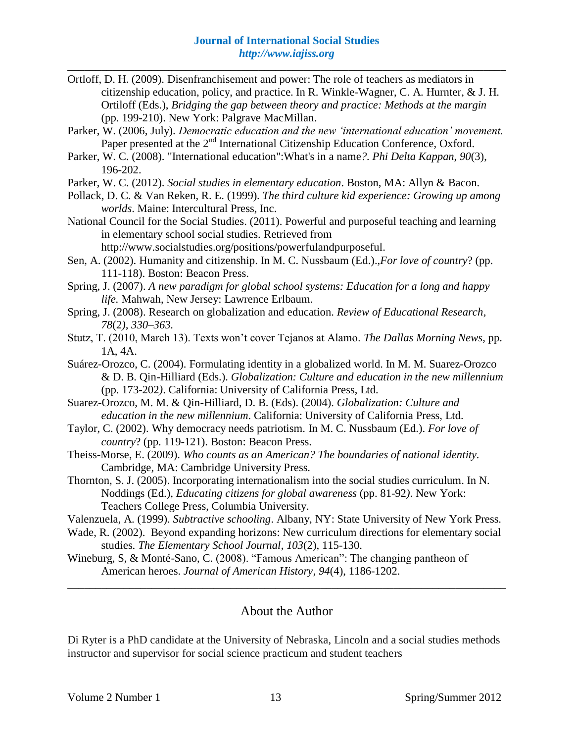Ortloff, D. H. (2009). Disenfranchisement and power: The role of teachers as mediators in citizenship education, policy, and practice. In R. Winkle-Wagner, C. A. Hurnter, & J. H. Ortiloff (Eds.), *Bridging the gap between theory and practice: Methods at the margin* (pp. 199-210). New York: Palgrave MacMillan.

Parker, W. (2006, July). *Democratic education and the new 'international education' movement.* Paper presented at the 2nd International Citizenship Education Conference, Oxford.

Parker, W. C. (2008). "International education":What's in a name*?. Phi Delta Kappan*, *90*(3), 196-202.

Parker, W. C. (2012). *Social studies in elementary education*. Boston, MA: Allyn & Bacon.

Pollack, D. C. & Van Reken, R. E. (1999). *The third culture kid experience: Growing up among worlds*. Maine: Intercultural Press, Inc.

National Council for the Social Studies. (2011). Powerful and purposeful teaching and learning in elementary school social studies. Retrieved from http://www.socialstudies.org/positions/powerfulandpurposeful.

Sen, A. (2002). Humanity and citizenship. In M. C. Nussbaum (Ed.).,*For love of country*? (pp. 111-118). Boston: Beacon Press.

Spring, J. (2007). *A new paradigm for global school systems: Education for a long and happy life.* Mahwah, New Jersey: Lawrence Erlbaum.

Spring, J. (2008). Research on globalization and education. *Review of Educational Research, 78*(2*), 330–363.*

Stutz, T. (2010, March 13). Texts won't cover Tejanos at Alamo. *The Dallas Morning News*, pp. 1A, 4A.

Suárez-Orozco, C. (2004). Formulating identity in a globalized world. In M. M. Suarez-Orozco & D. B. Qin-Hilliard (Eds.). *Globalization: Culture and education in the new millennium* (pp. 173-202*)*. California: University of California Press, Ltd.

Suarez-Orozco, M. M. & Qin-Hilliard, D. B. (Eds). (2004). *Globalization: Culture and education in the new millennium.* California: University of California Press, Ltd.

Taylor, C. (2002). Why democracy needs patriotism. In M. C. Nussbaum (Ed.). *For love of country*? (pp. 119-121). Boston: Beacon Press.

Theiss-Morse, E. (2009). *Who counts as an American? The boundaries of national identity*. Cambridge, MA: Cambridge University Press.

Thornton, S. J. (2005). Incorporating internationalism into the social studies curriculum. In N. Noddings (Ed.), *Educating citizens for global awareness* (pp. 81-92*)*. New York: Teachers College Press, Columbia University.

Valenzuela, A. (1999). *Subtractive schooling*. Albany, NY: State University of New York Press.

Wade, R. (2002). Beyond expanding horizons: New curriculum directions for elementary social studies. *The Elementary School Journal*, *103*(2), 115-130.

Wineburg, S, & Monté-Sano, C. (2008). "Famous American": The changing pantheon of American heroes. *Journal of American History*, *94*(4), 1186-1202.

## About the Author

Di Ryter is a PhD candidate at the University of Nebraska, Lincoln and a social studies methods instructor and supervisor for social science practicum and student teachers